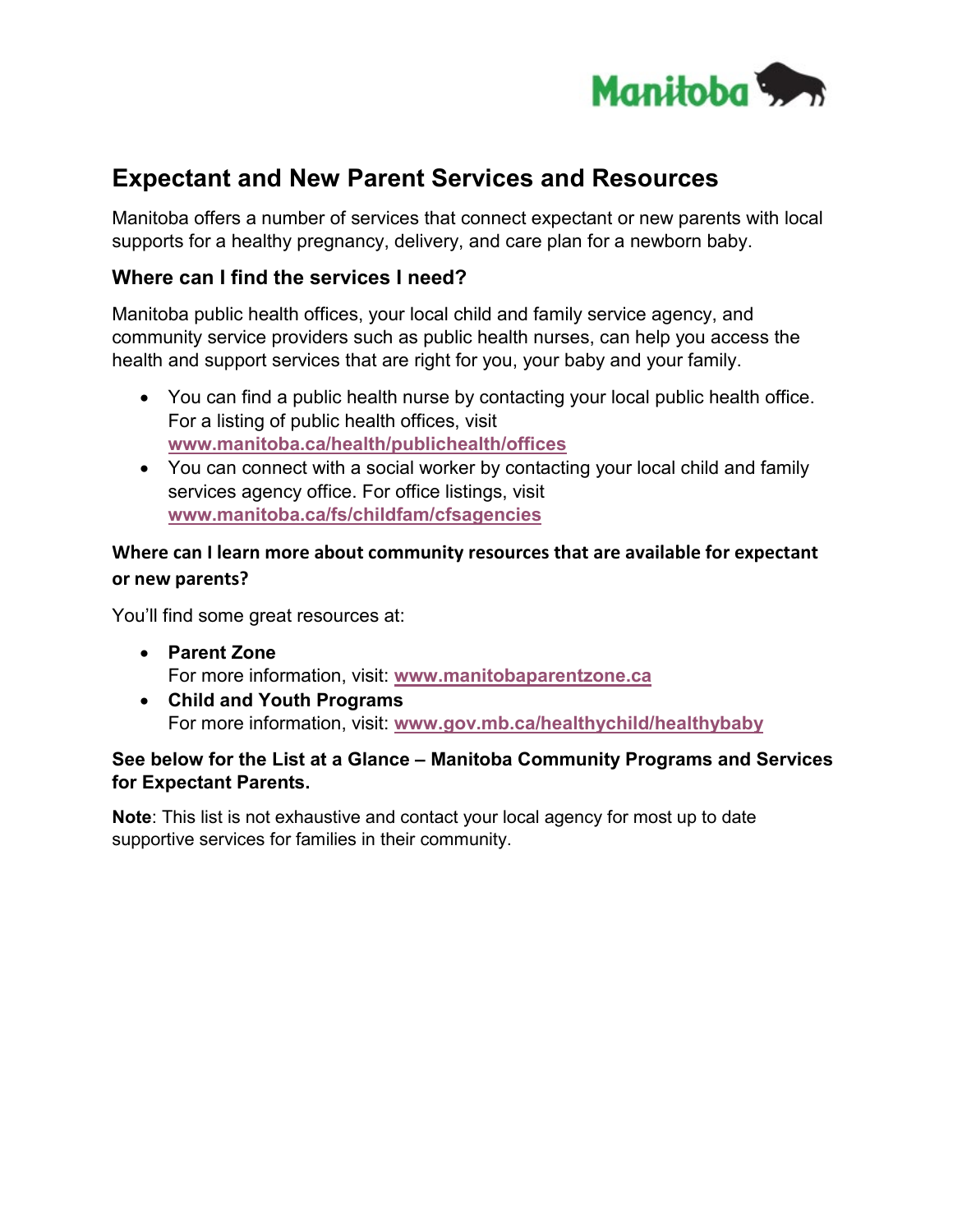# Expectant and New Parent Services and Resources

Manitoba offers a number of services that connect expectant or new parents with local supports for a healthy pregnancy, delivery, and care plan for a newborn baby.

## Where can I find the services I need?

Manitoba public health offices, your local child and family service agency, and community service providers such as public health nurses, can help you access the health and support services that are right for you, your baby and your family.

- You can find a public health nurse by contacting your local public health office. For a listing of public health offices, visit **www.manitoba.ca/health/publichealth/offices**
- You can connect with a social worker by contacting your local child and family services agency office. For office listings, visit **www.manitoba.ca/fs/childfam/cfsagencies**

## Where can I learn more about community resources that are available for expectant or new parents?

You'll find some great resources at:

- **Parent Zone**
  For more information, visit: **www.manitobaparentzone.ca**
- **Child and Youth Programs**
  For more information, visit: **www.gov.mb.ca/healthychild/healthybaby**

**See below for the List at a Glance – Manitoba Community Programs and Services for Expectant Parents.**

**Note**: This list is not exhaustive and contact your local agency for most up to date supportive services for families in their community.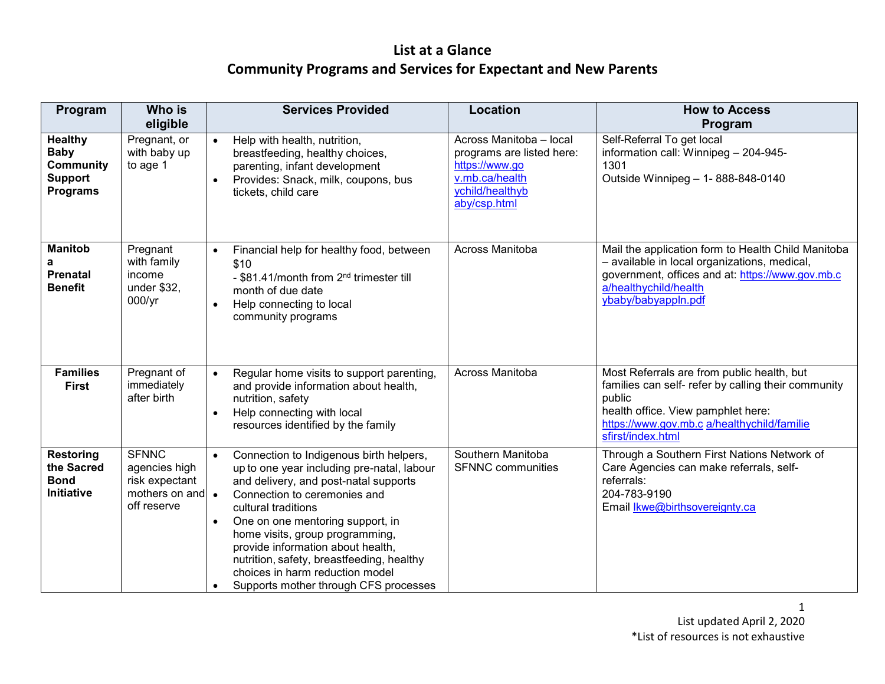# List at a Glance
## Community Programs and Services for Expectant and New Parents

| Program | Who is eligible | Services Provided | Location | How to Access Program |
|---|---|---|---|---|
| **Healthy Baby Community Support Programs** | Pregnant, or with baby up to age 1 | • Help with health, nutrition, breastfeeding, healthy choices, parenting, infant development<br>• Provides: Snack, milk, coupons, bus tickets, child care | Across Manitoba – local programs are listed here: https://www.gov.mb.ca/healthychild/healthybaby/csp.html | Self-Referral To get local information call: Winnipeg – 204-945-1301<br>Outside Winnipeg – 1- 888-848-0140 |
| **Manitoba Prenatal Benefit** | Pregnant with family income under $32, 000/yr | • Financial help for healthy food, between $10 - $81.41/month from 2nd trimester till month of due date<br>• Help connecting to local community programs | Across Manitoba | Mail the application form to Health Child Manitoba – available in local organizations, medical, government, offices and at: https://www.gov.mb.ca/healthychild/healthybaby/babyappln.pdf |
| **Families First** | Pregnant of immediately after birth | • Regular home visits to support parenting, and provide information about health, nutrition, safety<br>• Help connecting with local resources identified by the family | Across Manitoba | Most Referrals are from public health, but families can self- refer by calling their community public health office. View pamphlet here: https://www.gov.mb.ca/healthychild/familiesfirst/index.html |
| **Restoring the Sacred Bond Initiative** | SFNNC agencies high risk expectant mothers on and off reserve | • Connection to Indigenous birth helpers, up to one year including pre-natal, labour and delivery, and post-natal supports<br>• Connection to ceremonies and cultural traditions<br>• One on one mentoring support, in home visits, group programming, provide information about health, nutrition, safety, breastfeeding, healthy choices in harm reduction model<br>• Supports mother through CFS processes | Southern Manitoba SFNNC communities | Through a Southern First Nations Network of Care Agencies can make referrals, self-referrals:<br>204-783-9190<br>Email Ikwe@birthsovereignty.ca |

List updated April 2, 2020
*List of resources is not exhaustive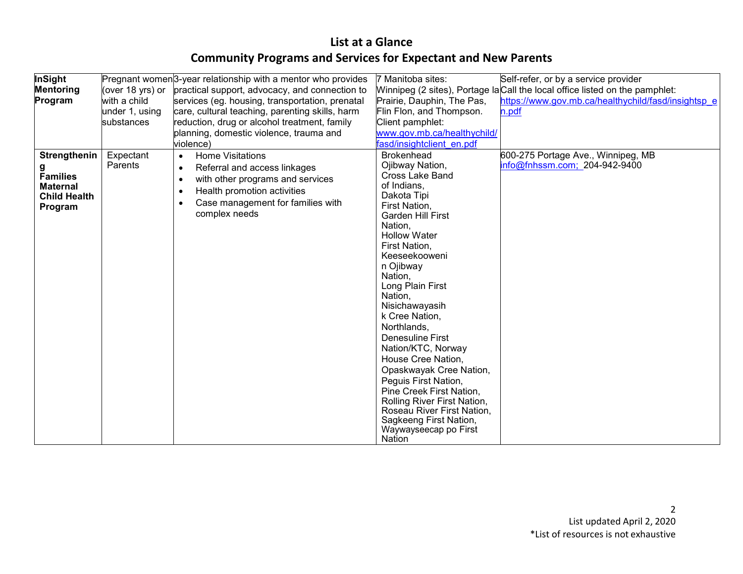# List at a Glance

## Community Programs and Services for Expectant and New Parents

| | | | | |
|---|---|---|---|---|
| **InSight Mentoring Program** | Pregnant women (over 18 yrs) or with a child under 1, using substances | 3-year relationship with a mentor who provides practical support, advocacy, and connection to services (eg. housing, transportation, prenatal care, cultural teaching, parenting skills, harm reduction, drug or alcohol treatment, family planning, domestic violence, trauma and violence) | 7 Manitoba sites: Winnipeg (2 sites), Portage la Prairie, Dauphin, The Pas, Flin Flon, and Thompson. Client pamphlet: www.gov.mb.ca/healthychild/fasd/insightclient_en.pdf | Self-refer, or by a service provider Call the local office listed on the pamphlet: https://www.gov.mb.ca/healthychild/fasd/insightsp_en.pdf |
| **Strengthening Families Maternal Child Health Program** | Expectant Parents | • Home Visitations<br>• Referral and access linkages<br>• with other programs and services<br>• Health promotion activities<br>• Case management for families with complex needs | Brokenhead Ojibway Nation, Cross Lake Band of Indians, Dakota Tipi First Nation, Garden Hill First Nation, Hollow Water First Nation, Keeseekoowenin Ojibway Nation, Long Plain First Nation, Nisichawayasihk Cree Nation, Northlands, Denesuline First Nation/KTC, Norway House Cree Nation, Opaskwayak Cree Nation, Peguis First Nation, Pine Creek First Nation, Rolling River First Nation, Roseau River First Nation, Sagkeeng First Nation, Waywayseecap po First Nation | 600-275 Portage Ave., Winnipeg, MB info@fnhssm.com; 204-942-9400 |

List updated April 2, 2020

*List of resources is not exhaustive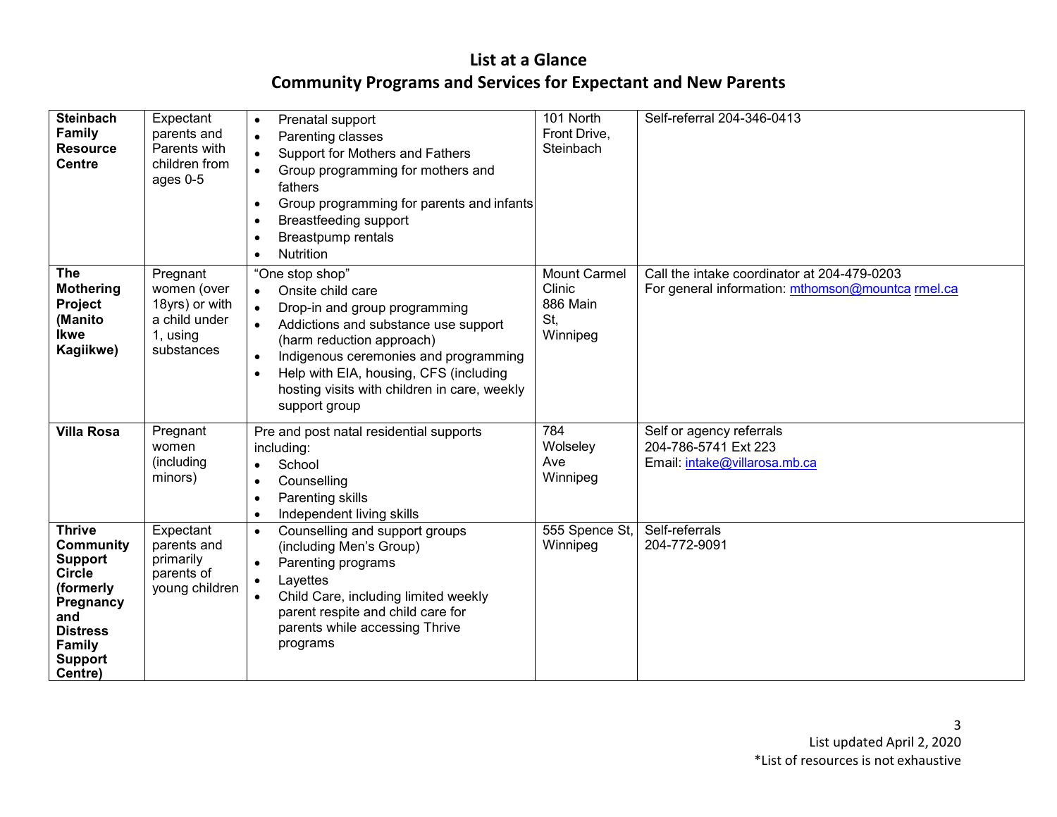# List at a Glance
## Community Programs and Services for Expectant and New Parents

| | | | | |
|---|---|---|---|---|
| **Steinbach Family Resource Centre** | Expectant parents and Parents with children from ages 0-5 | • Prenatal support<br>• Parenting classes<br>• Support for Mothers and Fathers<br>• Group programming for mothers and fathers<br>• Group programming for parents and infants<br>• Breastfeeding support<br>• Breastpump rentals<br>• Nutrition | 101 North Front Drive, Steinbach | Self-referral 204-346-0413 |
| **The Mothering Project (Manito Ikwe Kagiikwe)** | Pregnant women (over 18yrs) or with a child under 1, using substances | "One stop shop"<br>• Onsite child care<br>• Drop-in and group programming<br>• Addictions and substance use support (harm reduction approach)<br>• Indigenous ceremonies and programming<br>• Help with EIA, housing, CFS (including hosting visits with children in care, weekly support group | Mount Carmel Clinic 886 Main St, Winnipeg | Call the intake coordinator at 204-479-0203<br>For general information: mthomson@mountcarmel.ca |
| **Villa Rosa** | Pregnant women (including minors) | Pre and post natal residential supports including:<br>• School<br>• Counselling<br>• Parenting skills<br>• Independent living skills | 784 Wolseley Ave Winnipeg | Self or agency referrals<br>204-786-5741 Ext 223<br>Email: intake@villarosa.mb.ca |
| **Thrive Community Support Circle (formerly Pregnancy and Distress Family Support Centre)** | Expectant parents and primarily parents of young children | • Counselling and support groups (including Men's Group)<br>• Parenting programs<br>• Layettes<br>• Child Care, including limited weekly parent respite and child care for parents while accessing Thrive programs | 555 Spence St, Winnipeg | Self-referrals<br>204-772-9091 |

List updated April 2, 2020
*List of resources is not exhaustive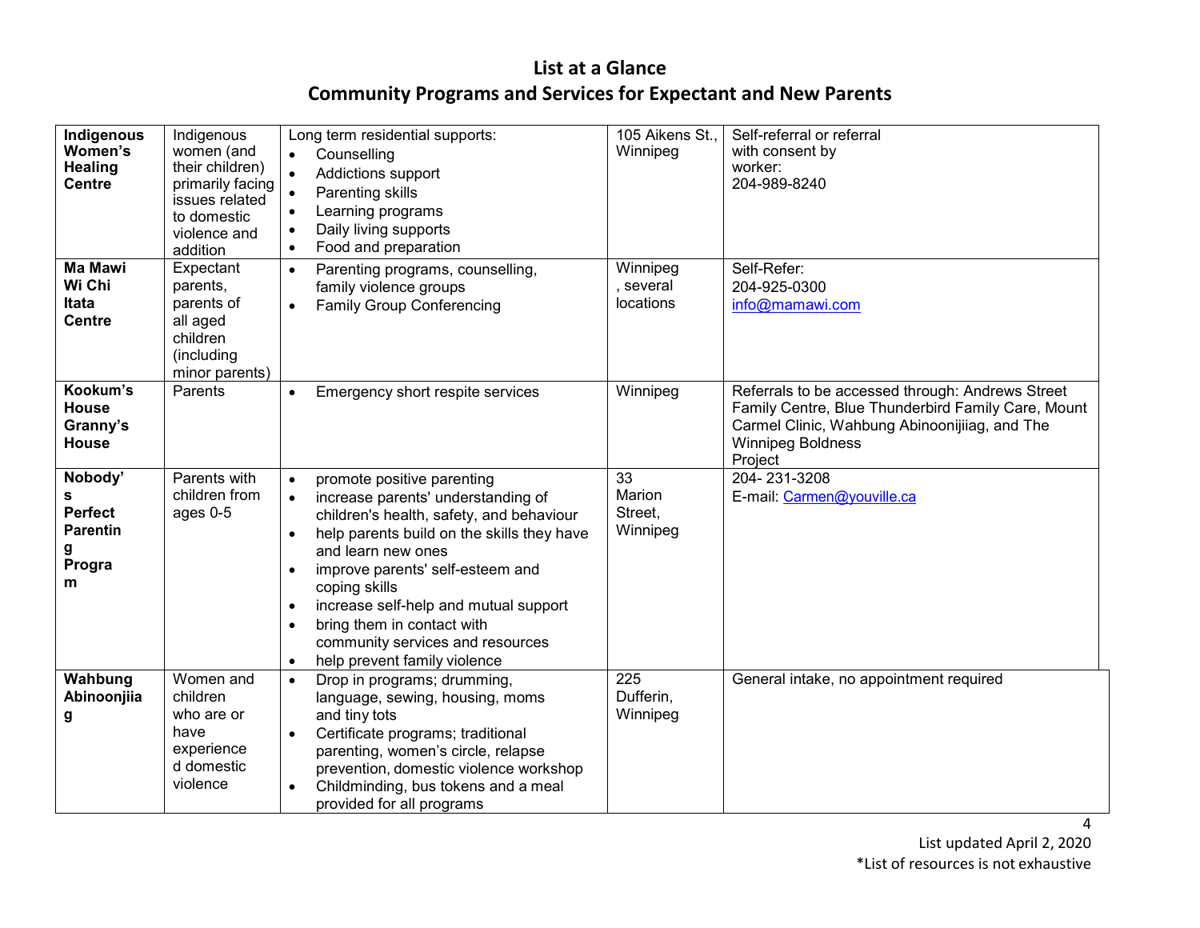# List at a Glance
## Community Programs and Services for Expectant and New Parents

| | | | | |
|---|---|---|---|---|
| **Indigenous Women's Healing Centre** | Indigenous women (and their children) primarily facing issues related to domestic violence and addition | Long term residential supports:<br>• Counselling<br>• Addictions support<br>• Parenting skills<br>• Learning programs<br>• Daily living supports<br>• Food and preparation | 105 Aikens St., Winnipeg | Self-referral or referral with consent by worker:<br>204-989-8240 |
| **Ma Mawi Wi Chi Itata Centre** | Expectant parents, parents of all aged children (including minor parents) | • Parenting programs, counselling, family violence groups<br>• Family Group Conferencing | Winnipeg, several locations | Self-Refer:<br>204-925-0300<br>info@mamawi.com |
| **Kookum's House Granny's House** | Parents | • Emergency short respite services | Winnipeg | Referrals to be accessed through: Andrews Street Family Centre, Blue Thunderbird Family Care, Mount Carmel Clinic, Wahbung Abinoonijiiag, and The Winnipeg Boldness Project |
| **Nobody's Perfect Parenting Program** | Parents with children from ages 0-5 | • promote positive parenting<br>• increase parents' understanding of children's health, safety, and behaviour<br>• help parents build on the skills they have and learn new ones<br>• improve parents' self-esteem and coping skills<br>• increase self-help and mutual support<br>• bring them in contact with community services and resources<br>• help prevent family violence | 33 Marion Street, Winnipeg | 204- 231-3208<br>E-mail: Carmen@youville.ca |
| **Wahbung Abinoonjiiag** | Women and children who are or have experienced domestic violence | • Drop in programs; drumming, language, sewing, housing, moms and tiny tots<br>• Certificate programs; traditional parenting, women's circle, relapse prevention, domestic violence workshop<br>• Childminding, bus tokens and a meal provided for all programs | 225 Dufferin, Winnipeg | General intake, no appointment required |

List updated April 2, 2020

*List of resources is not exhaustive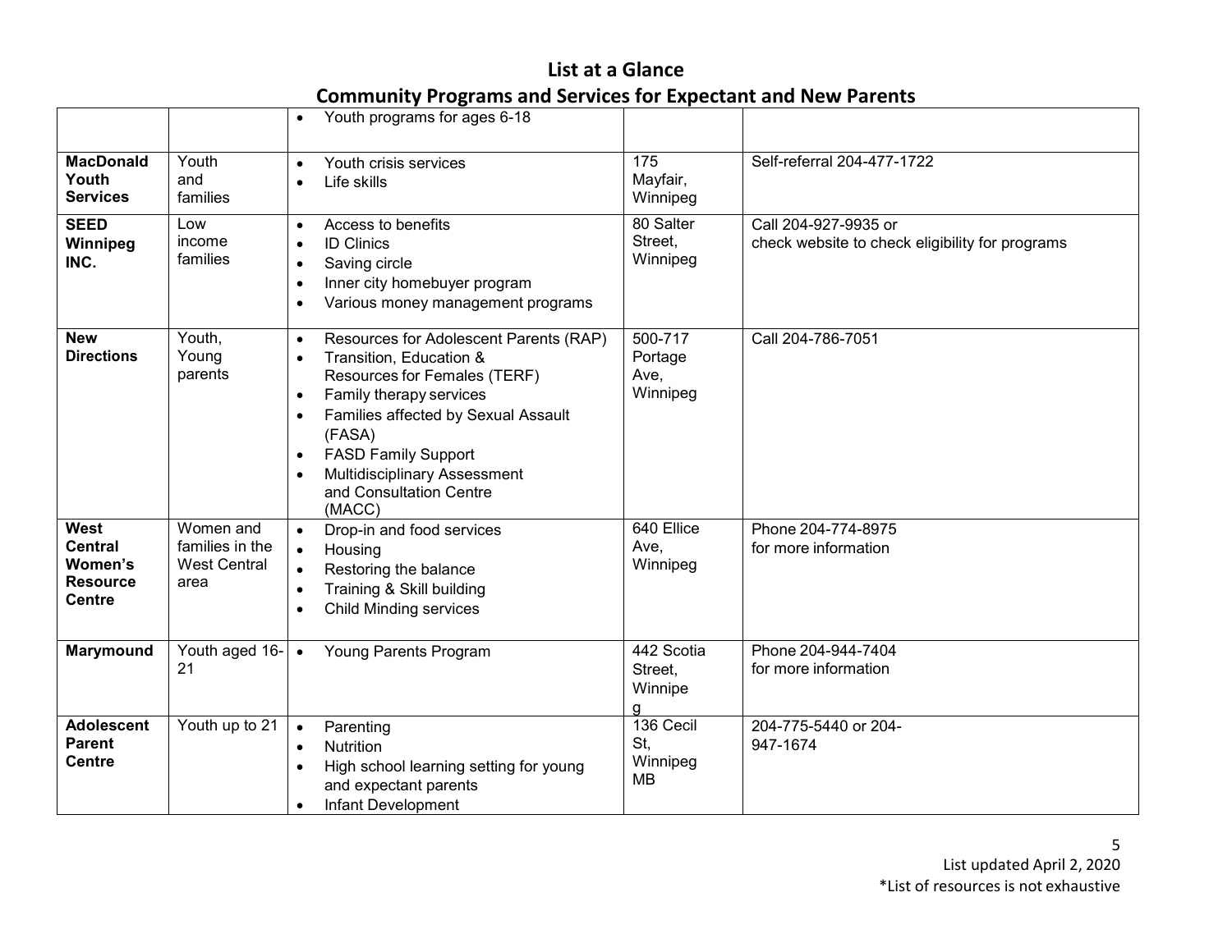# List at a Glance

## Community Programs and Services for Expectant and New Parents

| | | | | |
|---|---|---|---|---|
| | | • Youth programs for ages 6-18 | | |
| **MacDonald Youth Services** | Youth and families | • Youth crisis services<br>• Life skills | 175 Mayfair, Winnipeg | Self-referral 204-477-1722 |
| **SEED Winnipeg INC.** | Low income families | • Access to benefits<br>• ID Clinics<br>• Saving circle<br>• Inner city homebuyer program<br>• Various money management programs | 80 Salter Street, Winnipeg | Call 204-927-9935 or check website to check eligibility for programs |
| **New Directions** | Youth, Young parents | • Resources for Adolescent Parents (RAP)<br>• Transition, Education & Resources for Females (TERF)<br>• Family therapy services<br>• Families affected by Sexual Assault (FASA)<br>• FASD Family Support<br>• Multidisciplinary Assessment and Consultation Centre (MACC) | 500-717 Portage Ave, Winnipeg | Call 204-786-7051 |
| **West Central Women's Resource Centre** | Women and families in the West Central area | • Drop-in and food services<br>• Housing<br>• Restoring the balance<br>• Training & Skill building<br>• Child Minding services | 640 Ellice Ave, Winnipeg | Phone 204-774-8975 for more information |
| **Marymound** | Youth aged 16-21 | • Young Parents Program | 442 Scotia Street, Winnipeg | Phone 204-944-7404 for more information |
| **Adolescent Parent Centre** | Youth up to 21 | • Parenting<br>• Nutrition<br>• High school learning setting for young and expectant parents<br>• Infant Development | 136 Cecil St, Winnipeg MB | 204-775-5440 or 204-947-1674 |

List updated April 2, 2020

*List of resources is not exhaustive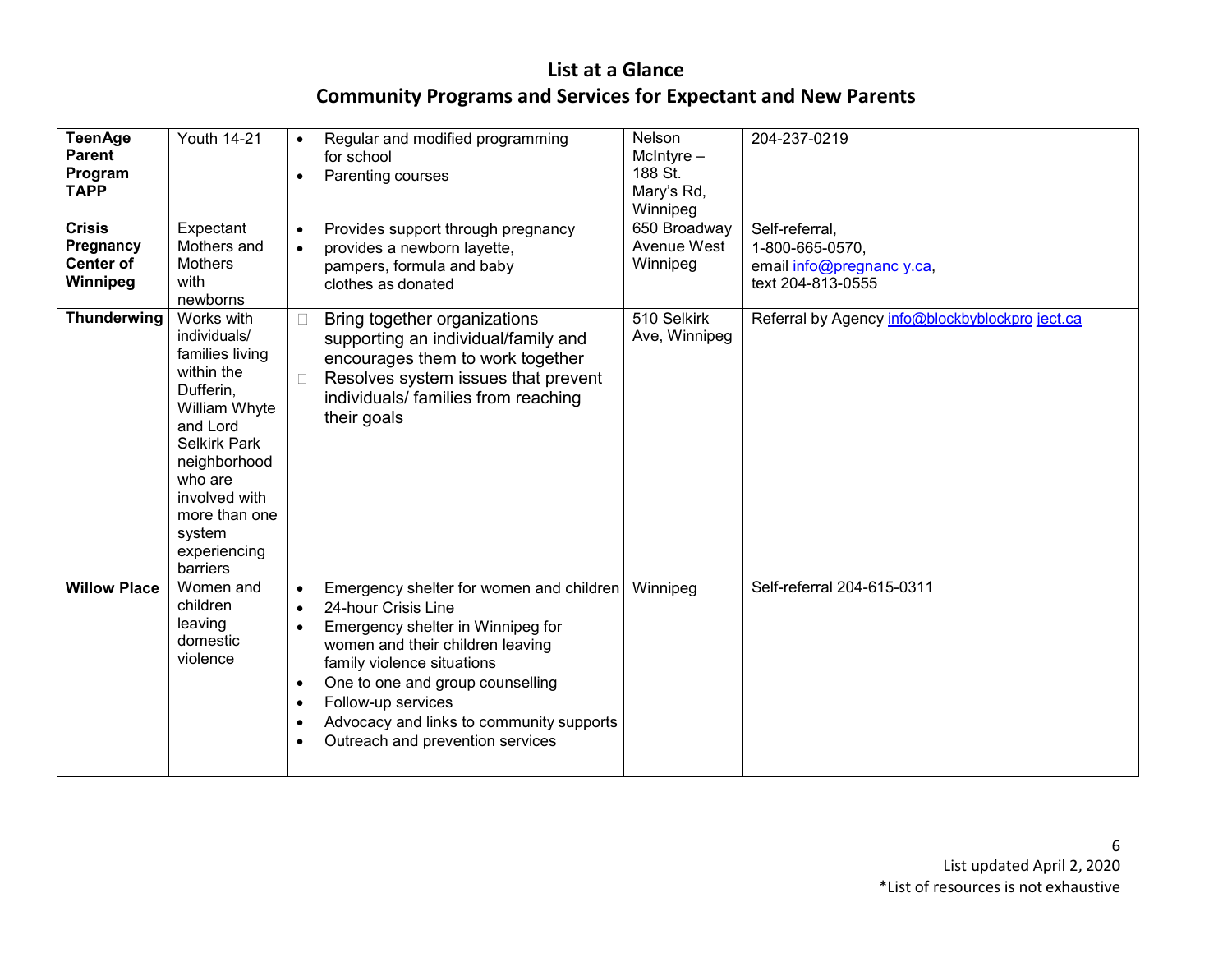# List at a Glance
## Community Programs and Services for Expectant and New Parents

| | | | | |
|---|---|---|---|---|
| **TeenAge Parent Program TAPP** | Youth 14-21 | • Regular and modified programming for school<br>• Parenting courses | Nelson McIntyre – 188 St. Mary's Rd, Winnipeg | 204-237-0219 |
| **Crisis Pregnancy Center of Winnipeg** | Expectant Mothers and Mothers with newborns | • Provides support through pregnancy<br>• provides a newborn layette, pampers, formula and baby clothes as donated | 650 Broadway Avenue West Winnipeg | Self-referral, 1-800-665-0570, email info@pregnancy.ca, text 204-813-0555 |
| **Thunderwing** | Works with individuals/ families living within the Dufferin, William Whyte and Lord Selkirk Park neighborhood who are involved with more than one system experiencing barriers | • Bring together organizations supporting an individual/family and encourages them to work together<br>• Resolves system issues that prevent individuals/ families from reaching their goals | 510 Selkirk Ave, Winnipeg | Referral by Agency info@blockbyblockproject.ca |
| **Willow Place** | Women and children leaving domestic violence | • Emergency shelter for women and children<br>• 24-hour Crisis Line<br>• Emergency shelter in Winnipeg for women and their children leaving family violence situations<br>• One to one and group counselling<br>• Follow-up services<br>• Advocacy and links to community supports<br>• Outreach and prevention services | Winnipeg | Self-referral 204-615-0311 |

List updated April 2, 2020

*List of resources is not exhaustive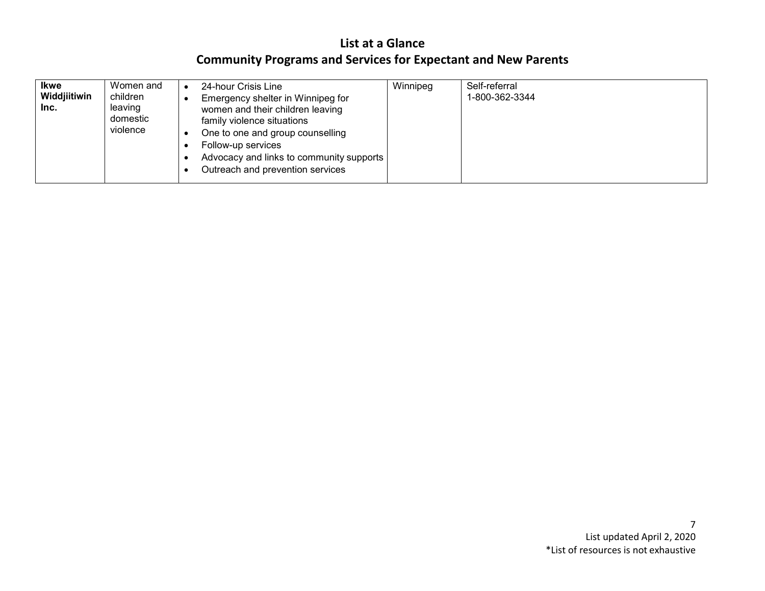# List at a Glance

## Community Programs and Services for Expectant and New Parents

| | | | | |
|---|---|---|---|---|
| **Ikwe Widdjiitiwin Inc.** | Women and children leaving domestic violence | • 24-hour Crisis Line<br>• Emergency shelter in Winnipeg for women and their children leaving family violence situations<br>• One to one and group counselling<br>• Follow-up services<br>• Advocacy and links to community supports<br>• Outreach and prevention services | Winnipeg | Self-referral<br>1-800-362-3344 |

List updated April 2, 2020
*List of resources is not exhaustive